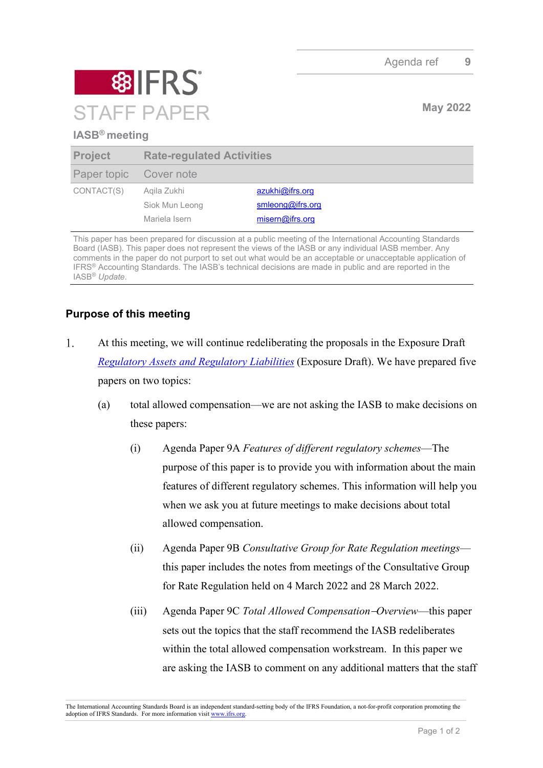Agenda ref 9

IFRS

# STAFF PAPER

May 2022

**IASB® meeting**

| **Project** | **Rate-regulated Activities** | |
|---|---|---|
| Paper topic | Cover note | |
| CONTACT(S) | Aqila Zukhi | azukhi@ifrs.org |
| | Siok Mun Leong | smleong@ifrs.org |
| | Mariela Isern | misern@ifrs.org |

This paper has been prepared for discussion at a public meeting of the International Accounting Standards Board (IASB). This paper does not represent the views of the IASB or any individual IASB member. Any comments in the paper do not purport to set out what would be an acceptable or unacceptable application of IFRS® Accounting Standards. The IASB's technical decisions are made in public and are reported in the IASB® *Update*.

## Purpose of this meeting

1. At this meeting, we will continue redeliberating the proposals in the Exposure Draft *Regulatory Assets and Regulatory Liabilities* (Exposure Draft). We have prepared five papers on two topics:
   (a) total allowed compensation—we are not asking the IASB to make decisions on these papers:
      (i) Agenda Paper 9A *Features of different regulatory schemes*—The purpose of this paper is to provide you with information about the main features of different regulatory schemes. This information will help you when we ask you at future meetings to make decisions about total allowed compensation.
      (ii) Agenda Paper 9B *Consultative Group for Rate Regulation meetings*—this paper includes the notes from meetings of the Consultative Group for Rate Regulation held on 4 March 2022 and 28 March 2022.
      (iii) Agenda Paper 9C *Total Allowed Compensation–Overview*—this paper sets out the topics that the staff recommend the IASB redeliberates within the total allowed compensation workstream. In this paper we are asking the IASB to comment on any additional matters that the staff

The International Accounting Standards Board is an independent standard-setting body of the IFRS Foundation, a not-for-profit corporation promoting the adoption of IFRS Standards. For more information visit www.ifrs.org.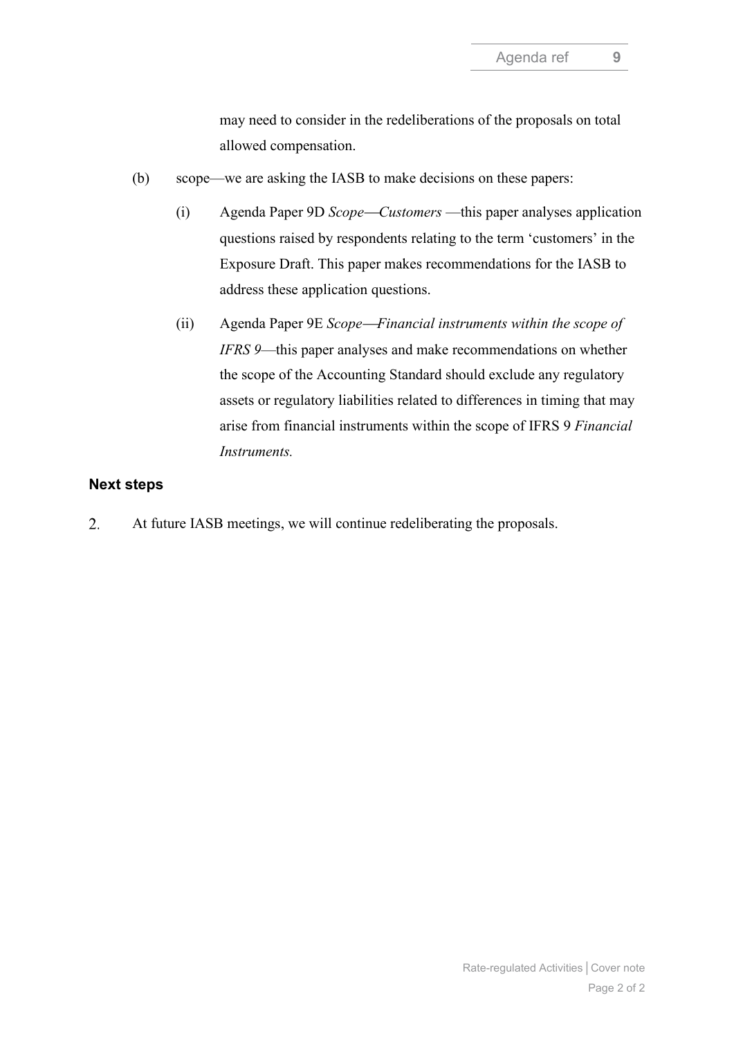may need to consider in the redeliberations of the proposals on total allowed compensation.

(b) scope—we are asking the IASB to make decisions on these papers:

  (i) Agenda Paper 9D *Scope*—*Customers* —this paper analyses application questions raised by respondents relating to the term 'customers' in the Exposure Draft. This paper makes recommendations for the IASB to address these application questions.

  (ii) Agenda Paper 9E *Scope*—*Financial instruments within the scope of IFRS 9*—this paper analyses and make recommendations on whether the scope of the Accounting Standard should exclude any regulatory assets or regulatory liabilities related to differences in timing that may arise from financial instruments within the scope of IFRS 9 *Financial Instruments.*

## Next steps

2. At future IASB meetings, we will continue redeliberating the proposals.